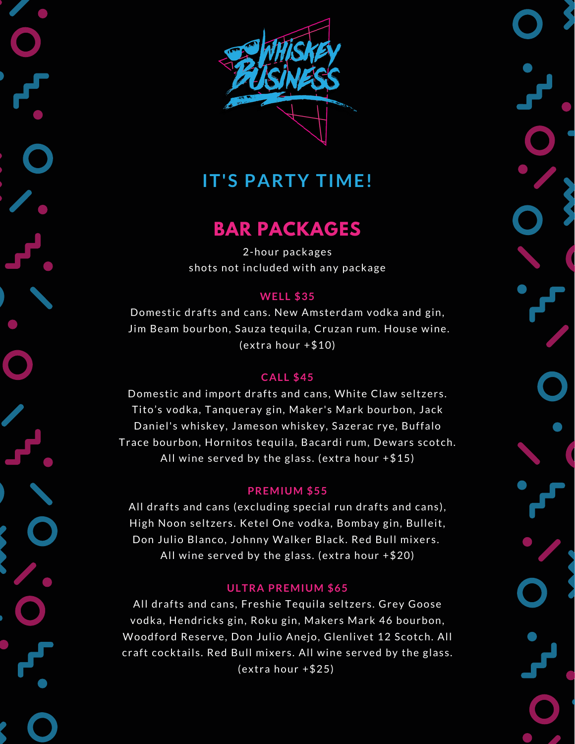# WHISKEY BUSINESS

## IT'S PARTY TIME!

## BAR PACKAGES

2-hour packages
shots not included with any package

### WELL $35

Domestic drafts and cans. New Amsterdam vodka and gin, Jim Beam bourbon, Sauza tequila, Cruzan rum. House wine. (extra hour +$10)

### CALL $45

Domestic and import drafts and cans, White Claw seltzers. Tito's vodka, Tanqueray gin, Maker's Mark bourbon, Jack Daniel's whiskey, Jameson whiskey, Sazerac rye, Buffalo Trace bourbon, Hornitos tequila, Bacardi rum, Dewars scotch. All wine served by the glass. (extra hour +$15)

### PREMIUM $55

All drafts and cans (excluding special run drafts and cans), High Noon seltzers. Ketel One vodka, Bombay gin, Bulleit, Don Julio Blanco, Johnny Walker Black. Red Bull mixers. All wine served by the glass. (extra hour +$20)

### ULTRA PREMIUM $65

All drafts and cans, Freshie Tequila seltzers. Grey Goose vodka, Hendricks gin, Roku gin, Makers Mark 46 bourbon, Woodford Reserve, Don Julio Anejo, Glenlivet 12 Scotch. All craft cocktails. Red Bull mixers. All wine served by the glass. (extra hour +$25)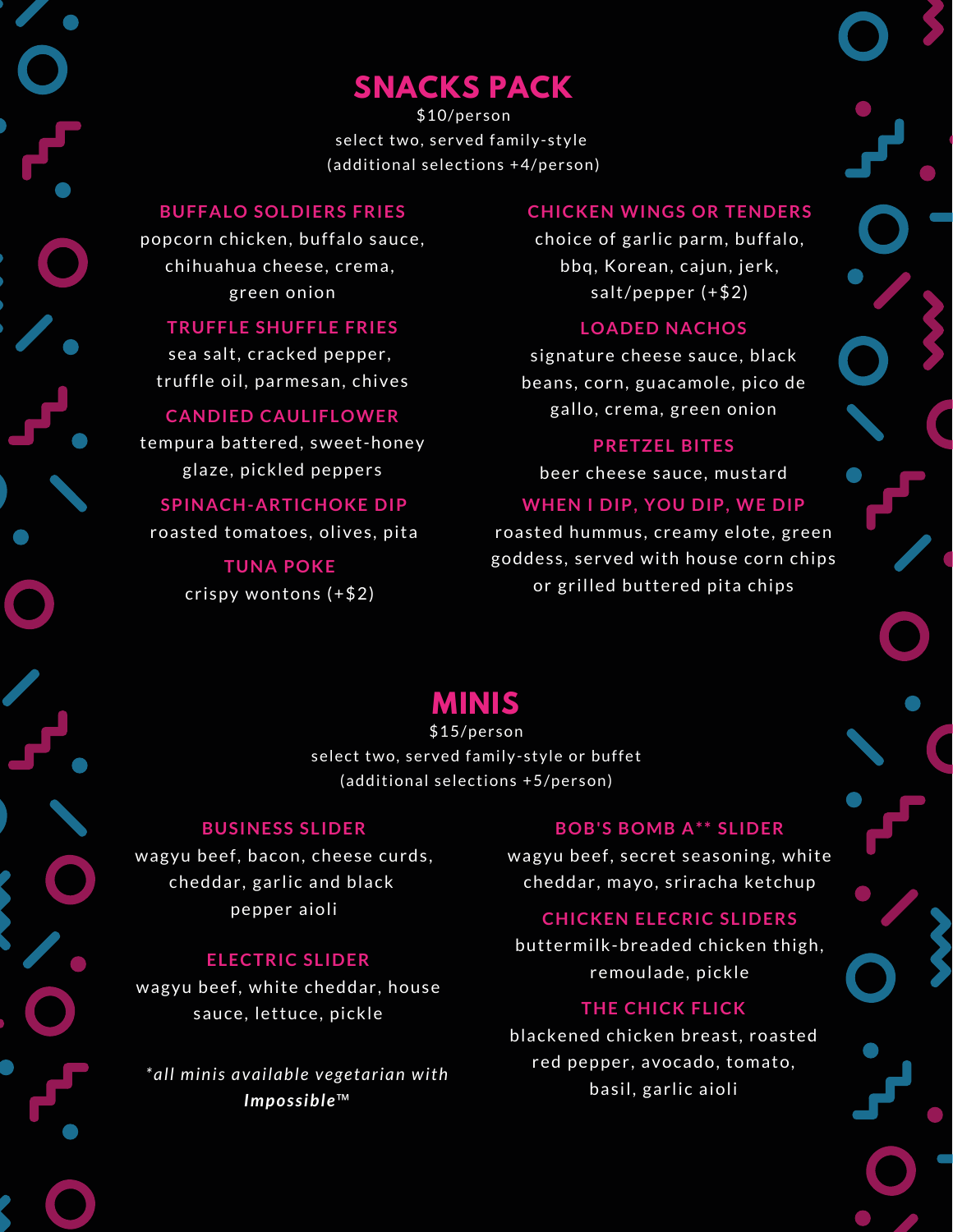## SNACKS PACK

$10/person

select two, served family-style

(additional selections +4/person)

### BUFFALO SOLDIERS FRIES

popcorn chicken, buffalo sauce, chihuahua cheese, crema, green onion

### TRUFFLE SHUFFLE FRIES

sea salt, cracked pepper, truffle oil, parmesan, chives

### CANDIED CAULIFLOWER

tempura battered, sweet-honey glaze, pickled peppers

### SPINACH-ARTICHOKE DIP

roasted tomatoes, olives, pita

### TUNA POKE

crispy wontons (+$2)

### CHICKEN WINGS OR TENDERS

choice of garlic parm, buffalo, bbq, Korean, cajun, jerk, salt/pepper (+$2)

### LOADED NACHOS

signature cheese sauce, black beans, corn, guacamole, pico de gallo, crema, green onion

### PRETZEL BITES

beer cheese sauce, mustard

### WHEN I DIP, YOU DIP, WE DIP

roasted hummus, creamy elote, green goddess, served with house corn chips or grilled buttered pita chips

## MINIS

$15/person

select two, served family-style or buffet

(additional selections +5/person)

### BUSINESS SLIDER

wagyu beef, bacon, cheese curds, cheddar, garlic and black pepper aioli

### ELECTRIC SLIDER

wagyu beef, white cheddar, house sauce, lettuce, pickle

*\*all minis available vegetarian with **Impossible™***

### BOB'S BOMB A** SLIDER

wagyu beef, secret seasoning, white cheddar, mayo, sriracha ketchup

### CHICKEN ELECRIC SLIDERS

buttermilk-breaded chicken thigh, remoulade, pickle

### THE CHICK FLICK

blackened chicken breast, roasted red pepper, avocado, tomato, basil, garlic aioli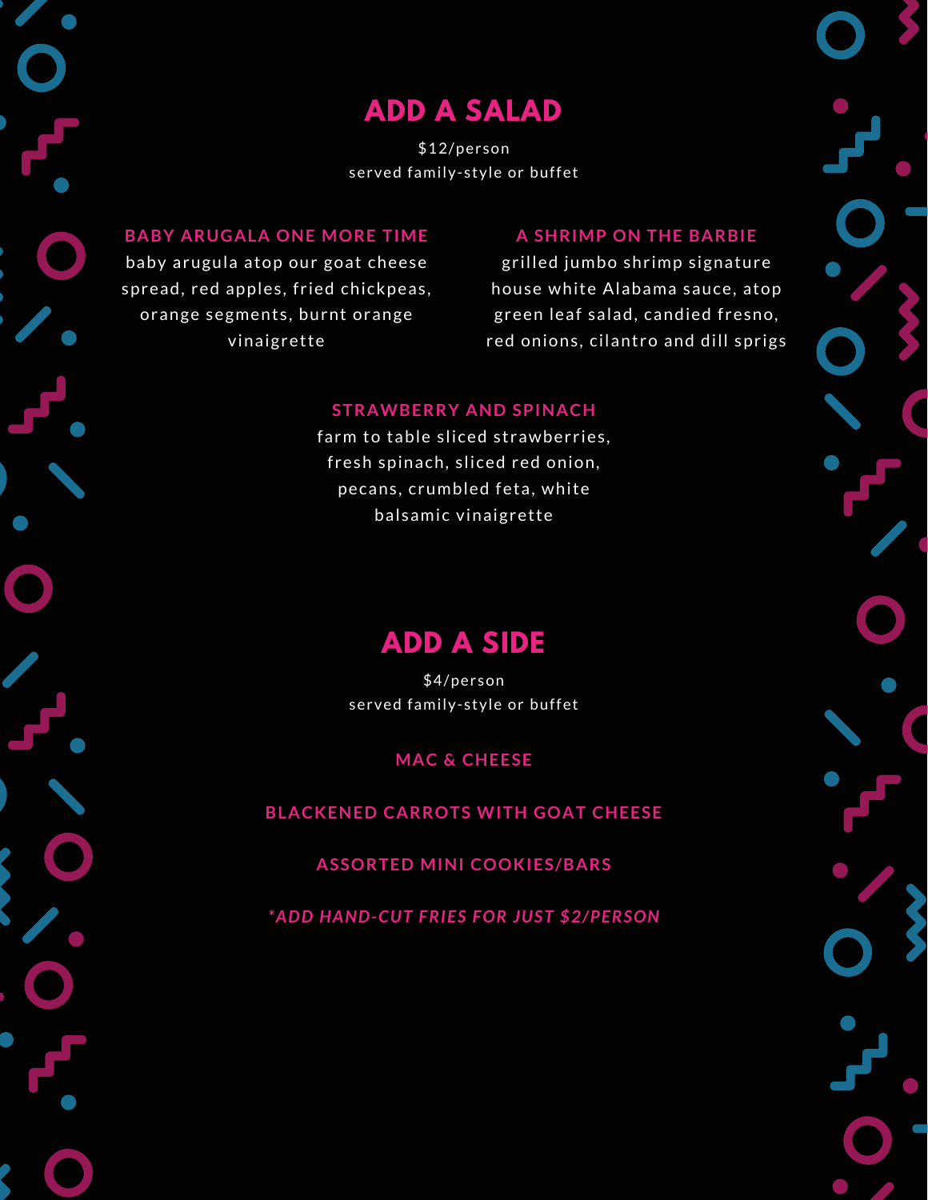# ADD A SALAD

$12/person
served family-style or buffet

### BABY ARUGALA ONE MORE TIME

baby arugula atop our goat cheese spread, red apples, fried chickpeas, orange segments, burnt orange vinaigrette

### A SHRIMP ON THE BARBIE

grilled jumbo shrimp signature house white Alabama sauce, atop green leaf salad, candied fresno, red onions, cilantro and dill sprigs

### STRAWBERRY AND SPINACH

farm to table sliced strawberries, fresh spinach, sliced red onion, pecans, crumbled feta, white balsamic vinaigrette

# ADD A SIDE

$4/person
served family-style or buffet

### MAC & CHEESE

### BLACKENED CARROTS WITH GOAT CHEESE

### ASSORTED MINI COOKIES/BARS

***ADD HAND-CUT FRIES FOR JUST $2/PERSON***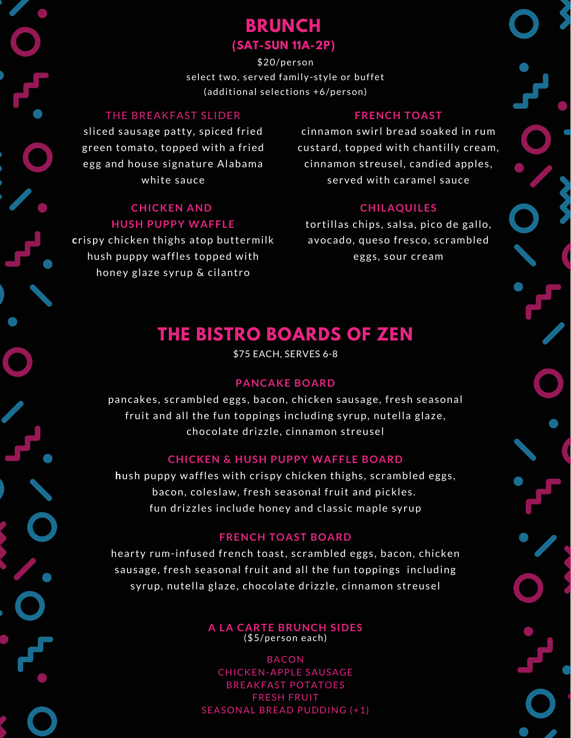# BRUNCH
## (SAT-SUN 11A-2P)

$20/person
select two, served family-style or buffet
(additional selections +6/person)

### THE BREAKFAST SLIDER

sliced sausage patty, spiced fried green tomato, topped with a fried egg and house signature Alabama white sauce

### CHICKEN AND HUSH PUPPY WAFFLE

crispy chicken thighs atop buttermilk hush puppy waffles topped with honey glaze syrup & cilantro

### FRENCH TOAST

cinnamon swirl bread soaked in rum custard, topped with chantilly cream, cinnamon streusel, candied apples, served with caramel sauce

### CHILAQUILES

tortillas chips, salsa, pico de gallo, avocado, queso fresco, scrambled eggs, sour cream

# THE BISTRO BOARDS OF ZEN

$75 EACH, SERVES 6-8

### PANCAKE BOARD

pancakes, scrambled eggs, bacon, chicken sausage, fresh seasonal fruit and all the fun toppings including syrup, nutella glaze, chocolate drizzle, cinnamon streusel

### CHICKEN & HUSH PUPPY WAFFLE BOARD

hush puppy waffles with crispy chicken thighs, scrambled eggs, bacon, coleslaw, fresh seasonal fruit and pickles.
fun drizzles include honey and classic maple syrup

### FRENCH TOAST BOARD

hearty rum-infused french toast, scrambled eggs, bacon, chicken sausage, fresh seasonal fruit and all the fun toppings including syrup, nutella glaze, chocolate drizzle, cinnamon streusel

### A LA CARTE BRUNCH SIDES

($5/person each)

BACON
CHICKEN-APPLE SAUSAGE
BREAKFAST POTATOES
FRESH FRUIT
SEASONAL BREAD PUDDING (+1)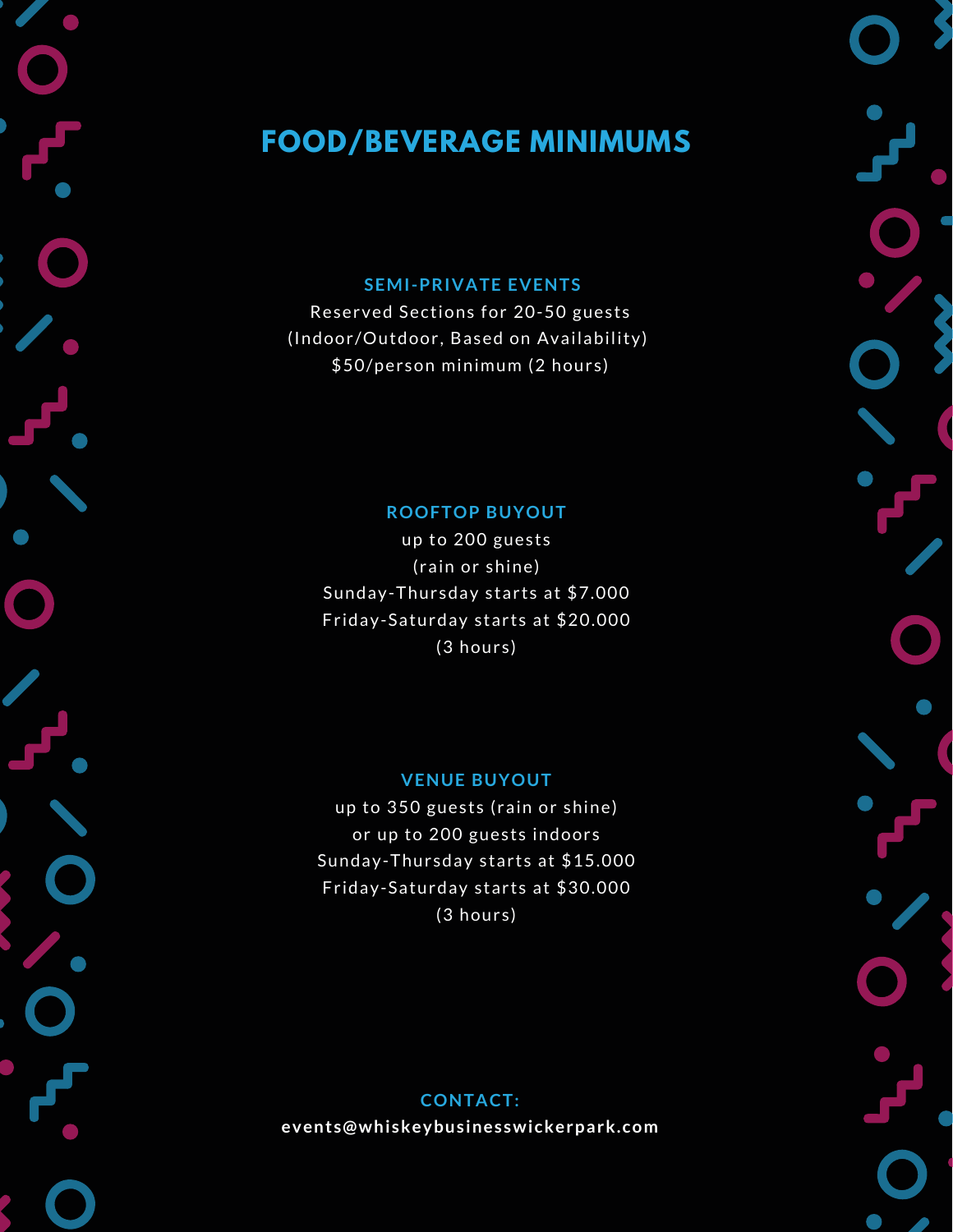# FOOD/BEVERAGE MINIMUMS

## SEMI-PRIVATE EVENTS

Reserved Sections for 20-50 guests
(Indoor/Outdoor, Based on Availability)
$50/person minimum (2 hours)

## ROOFTOP BUYOUT

up to 200 guests
(rain or shine)
Sunday-Thursday starts at $7.000
Friday-Saturday starts at $20.000
(3 hours)

## VENUE BUYOUT

up to 350 guests (rain or shine)
or up to 200 guests indoors
Sunday-Thursday starts at $15.000
Friday-Saturday starts at $30.000
(3 hours)

## CONTACT:

**events@whiskeybusinesswickerpark.com**